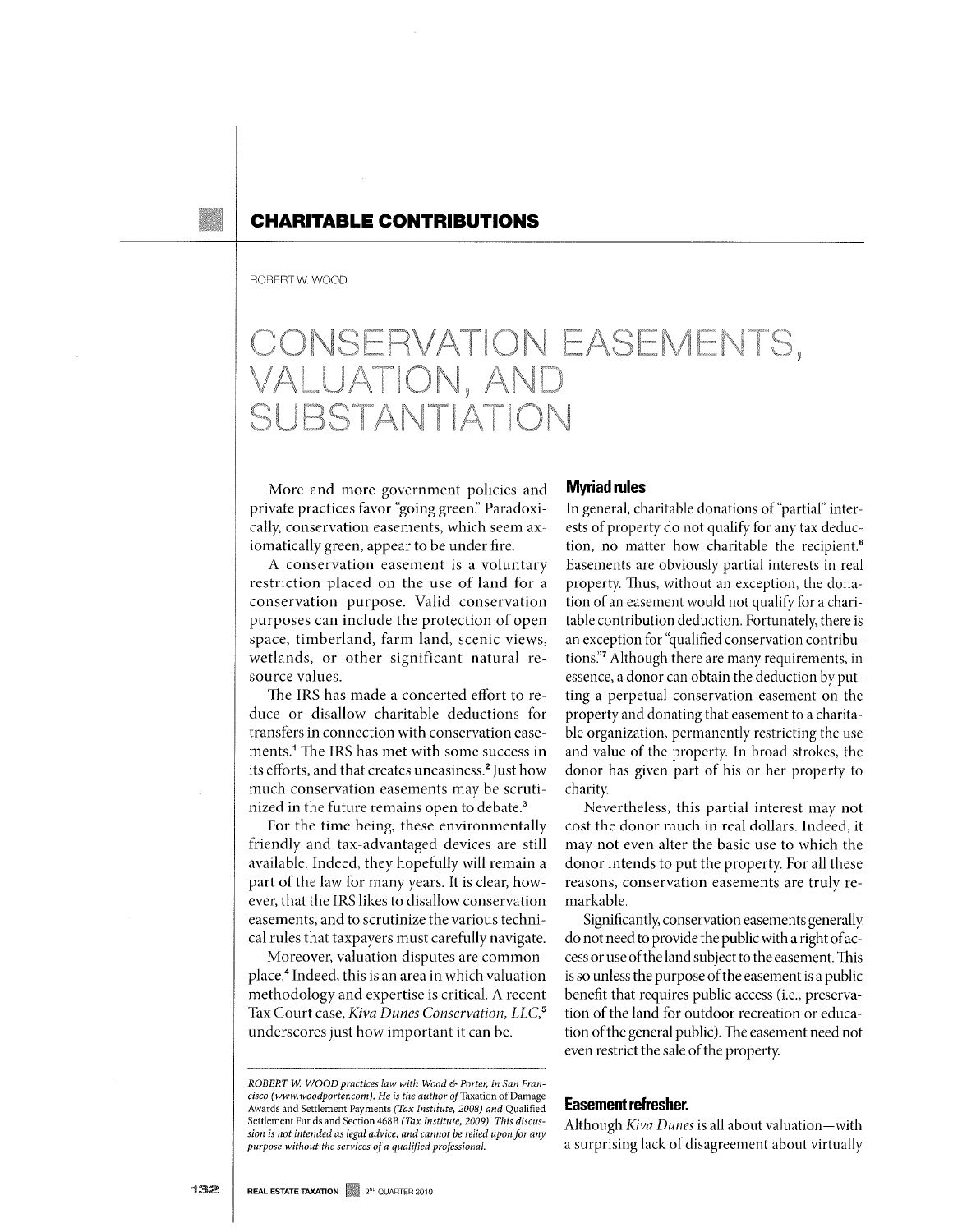CHARITABLE CONTRIBUTIONS

ROBERT W. WOOD

# CONSERVATION EASEMENTS, VALUATION, AND SUBSTANTIATION

More and more government policies and private practices favor "going green." Paradoxically, conservation easements, which seem axiomatically green, appear to be under fire.

A conservation easement is a voluntary restriction placed on the use of land for a conservation purpose. Valid conservation purposes can include the protection of open space, timberland, farm land, scenic views, wetlands, or other significant natural resource values.

The IRS has made a concerted effort to reduce or disallow charitable deductions for transfers in connection with conservation easements.[1] The IRS has met with some success in its efforts, and that creates uneasiness.[2] Just how much conservation easements may be scrutinized in the future remains open to debate.[3]

For the time being, these environmentally friendly and tax-advantaged devices are still available. Indeed, they hopefully will remain a part of the law for many years. It is clear, however, that the IRS likes to disallow conservation easements, and to scrutinize the various technical rules that taxpayers must carefully navigate.

Moreover, valuation disputes are commonplace.[4] Indeed, this is an area in which valuation methodology and expertise is critical. A recent Tax Court case, *Kiva Dunes Conservation, LLC*,[5] underscores just how important it can be.

## Myriad rules

In general, charitable donations of "partial" interests of property do not qualify for any tax deduction, no matter how charitable the recipient.[6] Easements are obviously partial interests in real property. Thus, without an exception, the donation of an easement would not qualify for a charitable contribution deduction. Fortunately, there is an exception for "qualified conservation contributions."[7] Although there are many requirements, in essence, a donor can obtain the deduction by putting a perpetual conservation easement on the property and donating that easement to a charitable organization, permanently restricting the use and value of the property. In broad strokes, the donor has given part of his or her property to charity.

Nevertheless, this partial interest may not cost the donor much in real dollars. Indeed, it may not even alter the basic use to which the donor intends to put the property. For all these reasons, conservation easements are truly remarkable.

Significantly, conservation easements generally do not need to provide the public with a right of access or use of the land subject to the easement. This is so unless the purpose of the easement is a public benefit that requires public access (i.e., preservation of the land for outdoor recreation or education of the general public). The easement need not even restrict the sale of the property.

## Easement refresher.

Although *Kiva Dunes* is all about valuation—with a surprising lack of disagreement about virtually

---

*ROBERT W. WOOD practices law with Wood & Porter, in San Francisco (www.woodporter.com). He is the author of* Taxation of Damage Awards and Settlement Payments *(Tax Institute, 2008) and* Qualified Settlement Funds and Section 468B *(Tax Institute, 2009). This discussion is not intended as legal advice, and cannot be relied upon for any purpose without the services of a qualified professional.*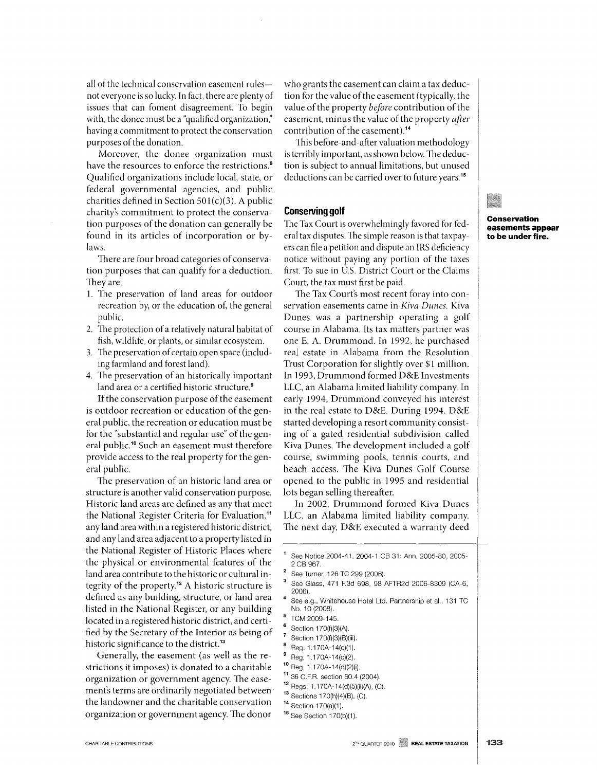all of the technical conservation easement rules—not everyone is so lucky. In fact, there are plenty of issues that can foment disagreement. To begin with, the donee must be a "qualified organization," having a commitment to protect the conservation purposes of the donation.

Moreover, the donee organization must have the resources to enforce the restrictions.[8] Qualified organizations include local, state, or federal governmental agencies, and public charities defined in Section 501(c)(3). A public charity's commitment to protect the conservation purposes of the donation can generally be found in its articles of incorporation or bylaws.

There are four broad categories of conservation purposes that can qualify for a deduction. They are:

1. The preservation of land areas for outdoor recreation by, or the education of, the general public.
2. The protection of a relatively natural habitat of fish, wildlife, or plants, or similar ecosystem.
3. The preservation of certain open space (including farmland and forest land).
4. The preservation of an historically important land area or a certified historic structure.[9]

If the conservation purpose of the easement is outdoor recreation or education of the general public, the recreation or education must be for the "substantial and regular use" of the general public.[10] Such an easement must therefore provide access to the real property for the general public.

The preservation of an historic land area or structure is another valid conservation purpose. Historic land areas are defined as any that meet the National Register Criteria for Evaluation,[11] any land area within a registered historic district, and any land area adjacent to a property listed in the National Register of Historic Places where the physical or environmental features of the land area contribute to the historic or cultural integrity of the property.[12] A historic structure is defined as any building, structure, or land area listed in the National Register, or any building located in a registered historic district, and certified by the Secretary of the Interior as being of historic significance to the district.[13]

Generally, the easement (as well as the restrictions it imposes) is donated to a charitable organization or government agency. The easement's terms are ordinarily negotiated between the landowner and the charitable conservation organization or government agency. The donor who grants the easement can claim a tax deduction for the value of the easement (typically, the value of the property *before* contribution of the easement, minus the value of the property *after* contribution of the easement).[14]

This before-and-after valuation methodology is terribly important, as shown below. The deduction is subject to annual limitations, but unused deductions can be carried over to future years.[15]

**Conservation easements appear to be under fire.**

## Conserving golf

The Tax Court is overwhelmingly favored for federal tax disputes. The simple reason is that taxpayers can file a petition and dispute an IRS deficiency notice without paying any portion of the taxes first. To sue in U.S. District Court or the Claims Court, the tax must first be paid.

The Tax Court's most recent foray into conservation easements came in *Kiva Dunes*. Kiva Dunes was a partnership operating a golf course in Alabama. Its tax matters partner was one E. A. Drummond. In 1992, he purchased real estate in Alabama from the Resolution Trust Corporation for slightly over $1 million. In 1993, Drummond formed D&E Investments LLC, an Alabama limited liability company. In early 1994, Drummond conveyed his interest in the real estate to D&E. During 1994, D&E started developing a resort community consisting of a gated residential subdivision called Kiva Dunes. The development included a golf course, swimming pools, tennis courts, and beach access. The Kiva Dunes Golf Course opened to the public in 1995 and residential lots began selling thereafter.

In 2002, Drummond formed Kiva Dunes LLC, an Alabama limited liability company. The next day, D&E executed a warranty deed

---

[1] See Notice 2004-41, 2004-1 CB 31; Ann. 2005-80, 2005-2 CB 967.
[2] See Turner, 126 TC 299 (2006).
[3] See Glass, 471 F.3d 698, 98 AFTR2d 2006-8309 (CA-6, 2006).
[4] See e.g., Whitehouse Hotel Ltd. Partnership et al., 131 TC No. 10 (2008).
[5] TCM 2009-145.
[6] Section 170(f)(3)(A).
[7] Section 170(f)(3)(B)(iii).
[8] Reg. 1.170A-14(c)(1).
[9] Reg. 1.170A-14(c)(2).
[10] Reg. 1.170A-14(d)(2)(i).
[11] 36 C.F.R. section 60.4 (2004).
[12] Regs. 1.170A-14(d)(5)(iii)(A), (C).
[13] Sections 170(h)(4)(B), (C).
[14] Section 170(a)(1).
[15] See Section 170(b)(1).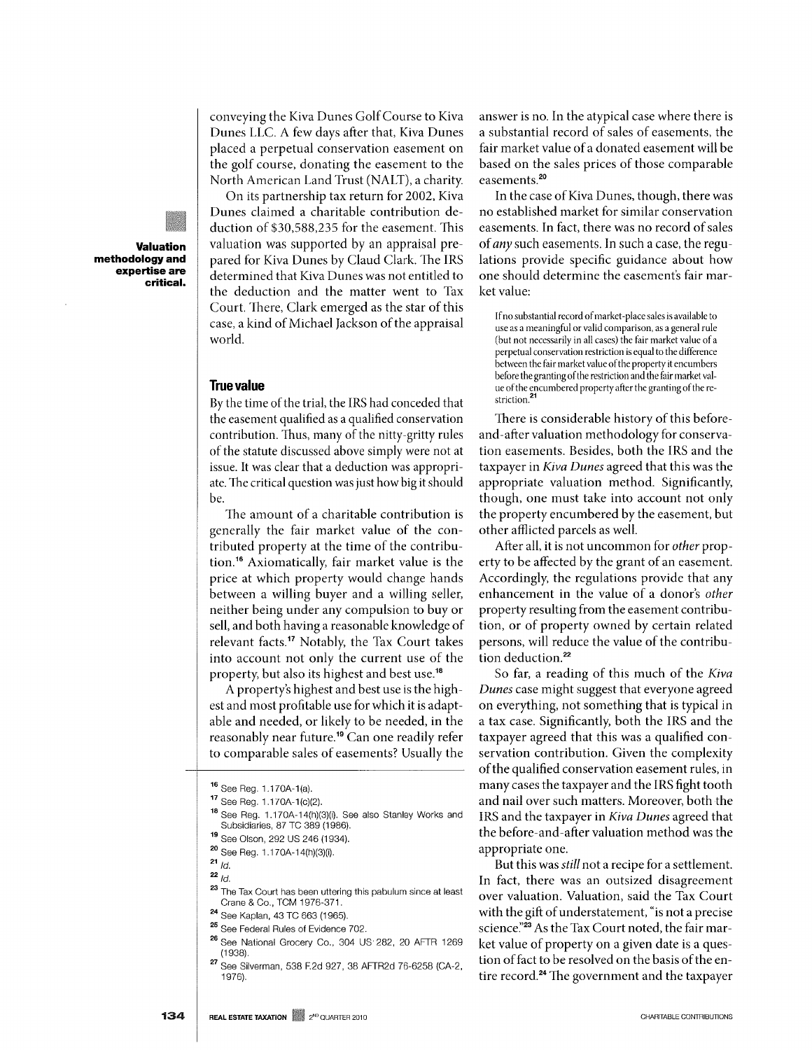conveying the Kiva Dunes Golf Course to Kiva Dunes LLC. A few days after that, Kiva Dunes placed a perpetual conservation easement on the golf course, donating the easement to the North American Land Trust (NALT), a charity.

On its partnership tax return for 2002, Kiva Dunes claimed a charitable contribution deduction of $30,588,235 for the easement. This valuation was supported by an appraisal prepared for Kiva Dunes by Claud Clark. The IRS determined that Kiva Dunes was not entitled to the deduction and the matter went to Tax Court. There, Clark emerged as the star of this case, a kind of Michael Jackson of the appraisal world.

**Valuation methodology and expertise are critical.**

## True value

By the time of the trial, the IRS had conceded that the easement qualified as a qualified conservation contribution. Thus, many of the nitty-gritty rules of the statute discussed above simply were not at issue. It was clear that a deduction was appropriate. The critical question was just how big it should be.

The amount of a charitable contribution is generally the fair market value of the contributed property at the time of the contribution.[16] Axiomatically, fair market value is the price at which property would change hands between a willing buyer and a willing seller, neither being under any compulsion to buy or sell, and both having a reasonable knowledge of relevant facts.[17] Notably, the Tax Court takes into account not only the current use of the property, but also its highest and best use.[18]

A property's highest and best use is the highest and most profitable use for which it is adaptable and needed, or likely to be needed, in the reasonably near future.[19] Can one readily refer to comparable sales of easements? Usually the answer is no. In the atypical case where there is a substantial record of sales of easements, the fair market value of a donated easement will be based on the sales prices of those comparable easements.[20]

In the case of Kiva Dunes, though, there was no established market for similar conservation easements. In fact, there was no record of sales of *any* such easements. In such a case, the regulations provide specific guidance about how one should determine the easement's fair market value:

> If no substantial record of market-place sales is available to use as a meaningful or valid comparison, as a general rule (but not necessarily in all cases) the fair market value of a perpetual conservation restriction is equal to the difference between the fair market value of the property it encumbers before the granting of the restriction and the fair market value of the encumbered property after the granting of the restriction.[21]

There is considerable history of this before-and-after valuation methodology for conservation easements. Besides, both the IRS and the taxpayer in *Kiva Dunes* agreed that this was the appropriate valuation method. Significantly, though, one must take into account not only the property encumbered by the easement, but other afflicted parcels as well.

After all, it is not uncommon for *other* property to be affected by the grant of an easement. Accordingly, the regulations provide that any enhancement in the value of a donor's *other* property resulting from the easement contribution, or of property owned by certain related persons, will reduce the value of the contribution deduction.[22]

So far, a reading of this much of the *Kiva Dunes* case might suggest that everyone agreed on everything, not something that is typical in a tax case. Significantly, both the IRS and the taxpayer agreed that this was a qualified conservation contribution. Given the complexity of the qualified conservation easement rules, in many cases the taxpayer and the IRS fight tooth and nail over such matters. Moreover, both the IRS and the taxpayer in *Kiva Dunes* agreed that the before-and-after valuation method was the appropriate one.

But this was *still* not a recipe for a settlement. In fact, there was an outsized disagreement over valuation. Valuation, said the Tax Court with the gift of understatement, "is not a precise science."[23] As the Tax Court noted, the fair market value of property on a given date is a question of fact to be resolved on the basis of the entire record.[24] The government and the taxpayer

---

[16] See Reg. 1.170A-1(a).

[17] See Reg. 1.170A-1(c)(2).

[18] See Reg. 1.170A-14(h)(3)(i). See also Stanley Works and Subsidiaries, 87 TC 389 (1986).

[19] See Olson, 292 US 246 (1934).

[20] See Reg. 1.170A-14(h)(3)(i).

[21] *Id.*

[22] *Id.*

[23] The Tax Court has been uttering this pabulum since at least Crane & Co., TCM 1976-371.

[24] See Kaplan, 43 TC 663 (1965).

[25] See Federal Rules of Evidence 702.

[26] See National Grocery Co., 304 US 282, 20 AFTR 1269 (1938).

[27] See Silverman, 538 F.2d 927, 38 AFTR2d 76-6258 (CA-2, 1976).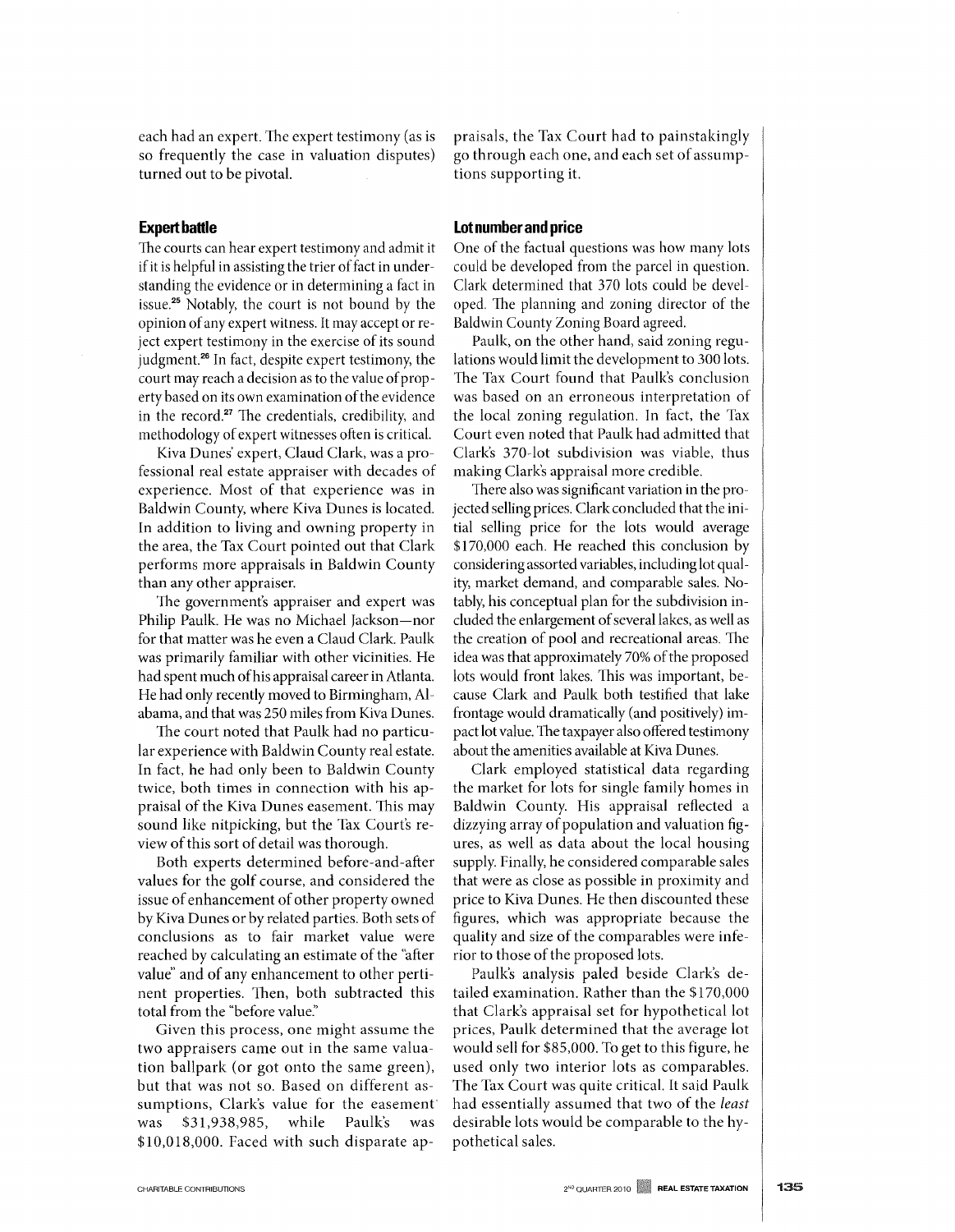each had an expert. The expert testimony (as is so frequently the case in valuation disputes) turned out to be pivotal.

### Expert battle

The courts can hear expert testimony and admit it if it is helpful in assisting the trier of fact in understanding the evidence or in determining a fact in issue.[25] Notably, the court is not bound by the opinion of any expert witness. It may accept or reject expert testimony in the exercise of its sound judgment.[26] In fact, despite expert testimony, the court may reach a decision as to the value of property based on its own examination of the evidence in the record.[27] The credentials, credibility, and methodology of expert witnesses often is critical.

Kiva Dunes' expert, Claud Clark, was a professional real estate appraiser with decades of experience. Most of that experience was in Baldwin County, where Kiva Dunes is located. In addition to living and owning property in the area, the Tax Court pointed out that Clark performs more appraisals in Baldwin County than any other appraiser.

The government's appraiser and expert was Philip Paulk. He was no Michael Jackson—nor for that matter was he even a Claud Clark. Paulk was primarily familiar with other vicinities. He had spent much of his appraisal career in Atlanta. He had only recently moved to Birmingham, Alabama, and that was 250 miles from Kiva Dunes.

The court noted that Paulk had no particular experience with Baldwin County real estate. In fact, he had only been to Baldwin County twice, both times in connection with his appraisal of the Kiva Dunes easement. This may sound like nitpicking, but the Tax Court's review of this sort of detail was thorough.

Both experts determined before-and-after values for the golf course, and considered the issue of enhancement of other property owned by Kiva Dunes or by related parties. Both sets of conclusions as to fair market value were reached by calculating an estimate of the "after value" and of any enhancement to other pertinent properties. Then, both subtracted this total from the "before value."

Given this process, one might assume the two appraisers came out in the same valuation ballpark (or got onto the same green), but that was not so. Based on different assumptions, Clark's value for the easement was \$31,938,985, while Paulk's was \$10,018,000. Faced with such disparate appraisals, the Tax Court had to painstakingly go through each one, and each set of assumptions supporting it.

### Lot number and price

One of the factual questions was how many lots could be developed from the parcel in question. Clark determined that 370 lots could be developed. The planning and zoning director of the Baldwin County Zoning Board agreed.

Paulk, on the other hand, said zoning regulations would limit the development to 300 lots. The Tax Court found that Paulk's conclusion was based on an erroneous interpretation of the local zoning regulation. In fact, the Tax Court even noted that Paulk had admitted that Clark's 370-lot subdivision was viable, thus making Clark's appraisal more credible.

There also was significant variation in the projected selling prices. Clark concluded that the initial selling price for the lots would average \$170,000 each. He reached this conclusion by considering assorted variables, including lot quality, market demand, and comparable sales. Notably, his conceptual plan for the subdivision included the enlargement of several lakes, as well as the creation of pool and recreational areas. The idea was that approximately 70% of the proposed lots would front lakes. This was important, because Clark and Paulk both testified that lake frontage would dramatically (and positively) impact lot value. The taxpayer also offered testimony about the amenities available at Kiva Dunes.

Clark employed statistical data regarding the market for lots for single family homes in Baldwin County. His appraisal reflected a dizzying array of population and valuation figures, as well as data about the local housing supply. Finally, he considered comparable sales that were as close as possible in proximity and price to Kiva Dunes. He then discounted these figures, which was appropriate because the quality and size of the comparables were inferior to those of the proposed lots.

Paulk's analysis paled beside Clark's detailed examination. Rather than the \$170,000 that Clark's appraisal set for hypothetical lot prices, Paulk determined that the average lot would sell for \$85,000. To get to this figure, he used only two interior lots as comparables. The Tax Court was quite critical. It said Paulk had essentially assumed that two of the *least* desirable lots would be comparable to the hypothetical sales.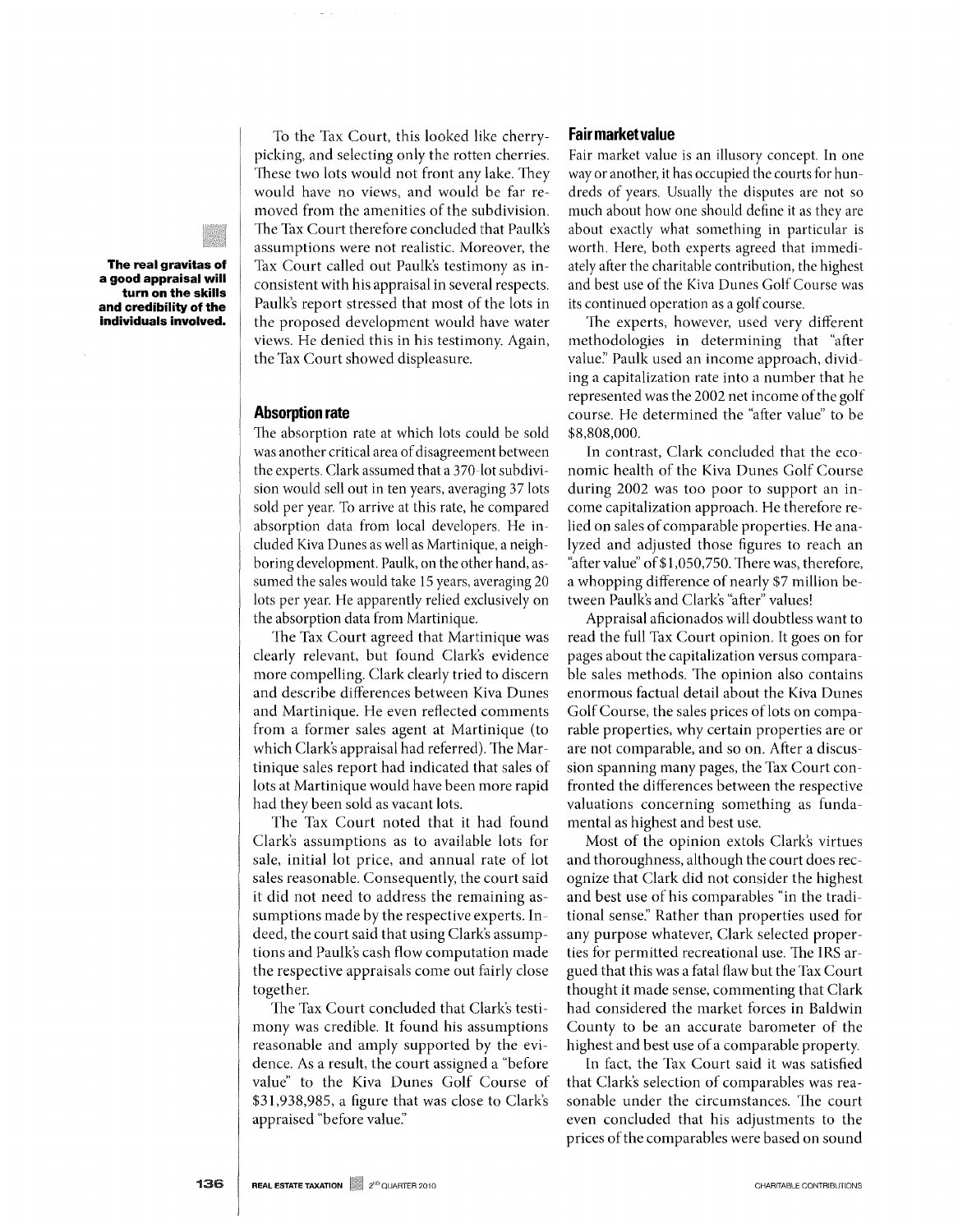To the Tax Court, this looked like cherry-picking, and selecting only the rotten cherries. These two lots would not front any lake. They would have no views, and would be far removed from the amenities of the subdivision. The Tax Court therefore concluded that Paulk's assumptions were not realistic. Moreover, the Tax Court called out Paulk's testimony as inconsistent with his appraisal in several respects. Paulk's report stressed that most of the lots in the proposed development would have water views. He denied this in his testimony. Again, the Tax Court showed displeasure.

**The real gravitas of a good appraisal will turn on the skills and credibility of the individuals involved.**

## Absorption rate

The absorption rate at which lots could be sold was another critical area of disagreement between the experts. Clark assumed that a 370-lot subdivision would sell out in ten years, averaging 37 lots sold per year. To arrive at this rate, he compared absorption data from local developers. He included Kiva Dunes as well as Martinique, a neighboring development. Paulk, on the other hand, assumed the sales would take 15 years, averaging 20 lots per year. He apparently relied exclusively on the absorption data from Martinique.

The Tax Court agreed that Martinique was clearly relevant, but found Clark's evidence more compelling. Clark clearly tried to discern and describe differences between Kiva Dunes and Martinique. He even reflected comments from a former sales agent at Martinique (to which Clark's appraisal had referred). The Martinique sales report had indicated that sales of lots at Martinique would have been more rapid had they been sold as vacant lots.

The Tax Court noted that it had found Clark's assumptions as to available lots for sale, initial lot price, and annual rate of lot sales reasonable. Consequently, the court said it did not need to address the remaining assumptions made by the respective experts. Indeed, the court said that using Clark's assumptions and Paulk's cash flow computation made the respective appraisals come out fairly close together.

The Tax Court concluded that Clark's testimony was credible. It found his assumptions reasonable and amply supported by the evidence. As a result, the court assigned a "before value" to the Kiva Dunes Golf Course of \$31,938,985, a figure that was close to Clark's appraised "before value."

## Fair market value

Fair market value is an illusory concept. In one way or another, it has occupied the courts for hundreds of years. Usually the disputes are not so much about how one should define it as they are about exactly what something in particular is worth. Here, both experts agreed that immediately after the charitable contribution, the highest and best use of the Kiva Dunes Golf Course was its continued operation as a golf course.

The experts, however, used very different methodologies in determining that "after value." Paulk used an income approach, dividing a capitalization rate into a number that he represented was the 2002 net income of the golf course. He determined the "after value" to be \$8,808,000.

In contrast, Clark concluded that the economic health of the Kiva Dunes Golf Course during 2002 was too poor to support an income capitalization approach. He therefore relied on sales of comparable properties. He analyzed and adjusted those figures to reach an "after value" of \$1,050,750. There was, therefore, a whopping difference of nearly \$7 million between Paulk's and Clark's "after" values!

Appraisal aficionados will doubtless want to read the full Tax Court opinion. It goes on for pages about the capitalization versus comparable sales methods. The opinion also contains enormous factual detail about the Kiva Dunes Golf Course, the sales prices of lots on comparable properties, why certain properties are or are not comparable, and so on. After a discussion spanning many pages, the Tax Court confronted the differences between the respective valuations concerning something as fundamental as highest and best use.

Most of the opinion extols Clark's virtues and thoroughness, although the court does recognize that Clark did not consider the highest and best use of his comparables "in the traditional sense." Rather than properties used for any purpose whatever, Clark selected properties for permitted recreational use. The IRS argued that this was a fatal flaw but the Tax Court thought it made sense, commenting that Clark had considered the market forces in Baldwin County to be an accurate barometer of the highest and best use of a comparable property.

In fact, the Tax Court said it was satisfied that Clark's selection of comparables was reasonable under the circumstances. The court even concluded that his adjustments to the prices of the comparables were based on sound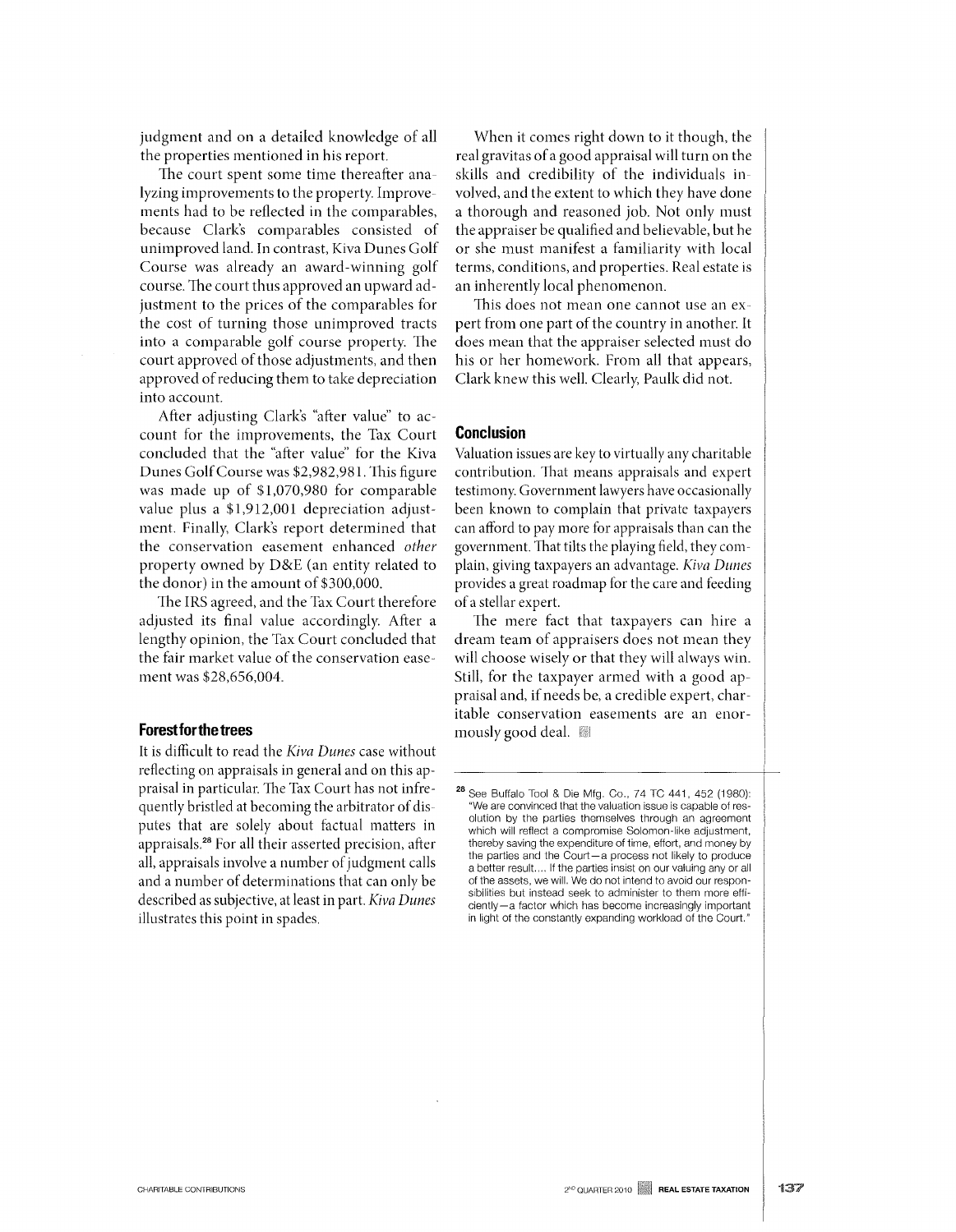judgment and on a detailed knowledge of all the properties mentioned in his report.

The court spent some time thereafter analyzing improvements to the property. Improvements had to be reflected in the comparables, because Clark's comparables consisted of unimproved land. In contrast, Kiva Dunes Golf Course was already an award-winning golf course. The court thus approved an upward adjustment to the prices of the comparables for the cost of turning those unimproved tracts into a comparable golf course property. The court approved of those adjustments, and then approved of reducing them to take depreciation into account.

After adjusting Clark's "after value" to account for the improvements, the Tax Court concluded that the "after value" for the Kiva Dunes Golf Course was $2,982,981. This figure was made up of $1,070,980 for comparable value plus a $1,912,001 depreciation adjustment. Finally, Clark's report determined that the conservation easement enhanced *other* property owned by D&E (an entity related to the donor) in the amount of $300,000.

The IRS agreed, and the Tax Court therefore adjusted its final value accordingly. After a lengthy opinion, the Tax Court concluded that the fair market value of the conservation easement was $28,656,004.

## Forest for the trees

It is difficult to read the *Kiva Dunes* case without reflecting on appraisals in general and on this appraisal in particular. The Tax Court has not infrequently bristled at becoming the arbitrator of disputes that are solely about factual matters in appraisals.[28] For all their asserted precision, after all, appraisals involve a number of judgment calls and a number of determinations that can only be described as subjective, at least in part. *Kiva Dunes* illustrates this point in spades.

When it comes right down to it though, the real gravitas of a good appraisal will turn on the skills and credibility of the individuals involved, and the extent to which they have done a thorough and reasoned job. Not only must the appraiser be qualified and believable, but he or she must manifest a familiarity with local terms, conditions, and properties. Real estate is an inherently local phenomenon.

This does not mean one cannot use an expert from one part of the country in another. It does mean that the appraiser selected must do his or her homework. From all that appears, Clark knew this well. Clearly, Paulk did not.

## Conclusion

Valuation issues are key to virtually any charitable contribution. That means appraisals and expert testimony. Government lawyers have occasionally been known to complain that private taxpayers can afford to pay more for appraisals than can the government. That tilts the playing field, they complain, giving taxpayers an advantage. *Kiva Dunes* provides a great roadmap for the care and feeding of a stellar expert.

The mere fact that taxpayers can hire a dream team of appraisers does not mean they will choose wisely or that they will always win. Still, for the taxpayer armed with a good appraisal and, if needs be, a credible expert, charitable conservation easements are an enormously good deal.

---

[28] See Buffalo Tool & Die Mfg. Co., 74 TC 441, 452 (1980): "We are convinced that the valuation issue is capable of resolution by the parties themselves through an agreement which will reflect a compromise Solomon-like adjustment, thereby saving the expenditure of time, effort, and money by the parties and the Court—a process not likely to produce a better result.... If the parties insist on our valuing any or all of the assets, we will. We do not intend to avoid our responsibilities but instead seek to administer to them more efficiently—a factor which has become increasingly important in light of the constantly expanding workload of the Court."